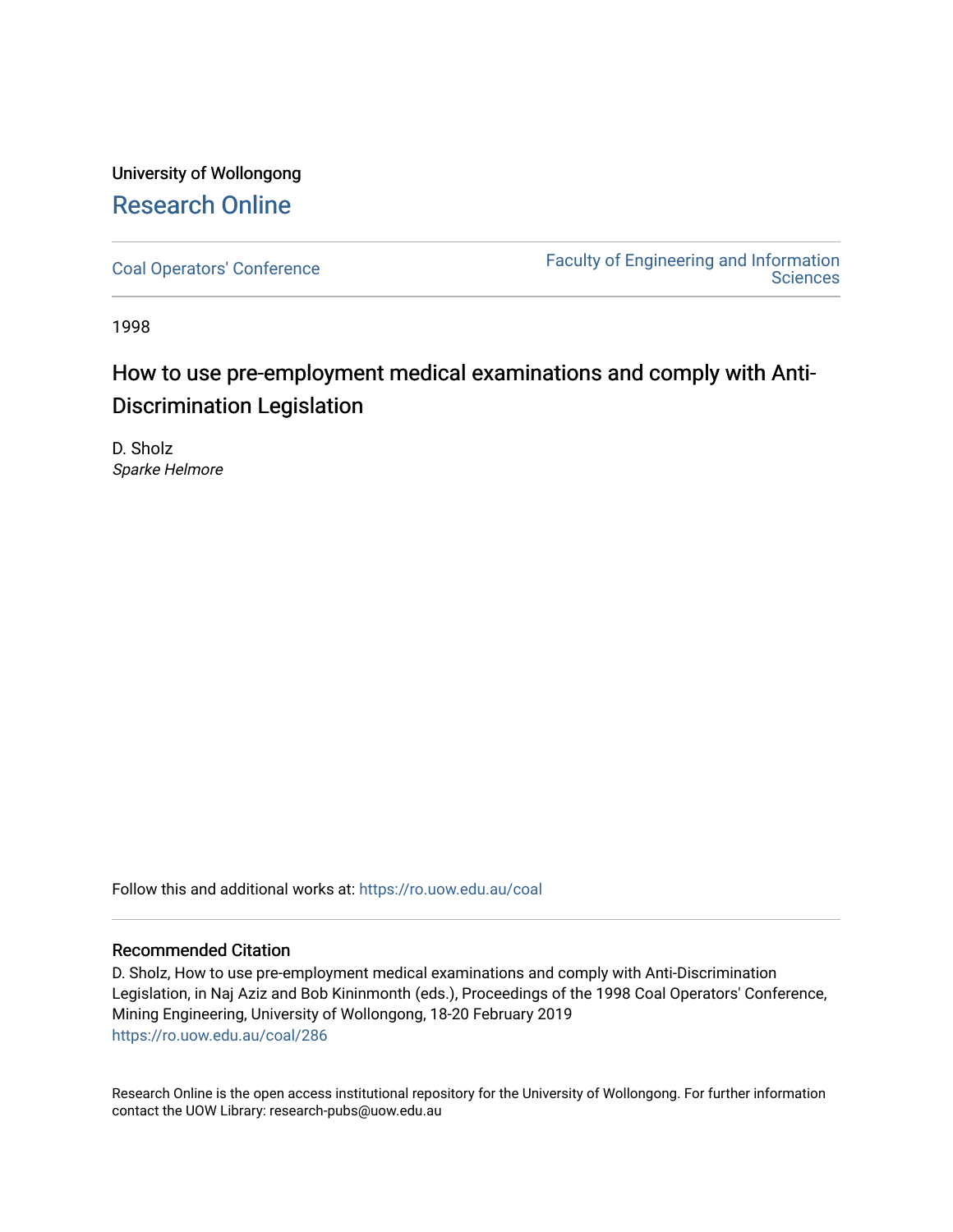University of Wollongong

# Research Online

Coal Operators' Conference | Faculty of Engineering and Information Sciences

1998

# How to use pre-employment medical examinations and comply with Anti-Discrimination Legislation

D. Sholz
*Sparke Helmore*

Follow this and additional works at: https://ro.uow.edu.au/coal

## Recommended Citation

D. Sholz, How to use pre-employment medical examinations and comply with Anti-Discrimination Legislation, in Naj Aziz and Bob Kininmonth (eds.), Proceedings of the 1998 Coal Operators' Conference, Mining Engineering, University of Wollongong, 18-20 February 2019
https://ro.uow.edu.au/coal/286

Research Online is the open access institutional repository for the University of Wollongong. For further information contact the UOW Library: research-pubs@uow.edu.au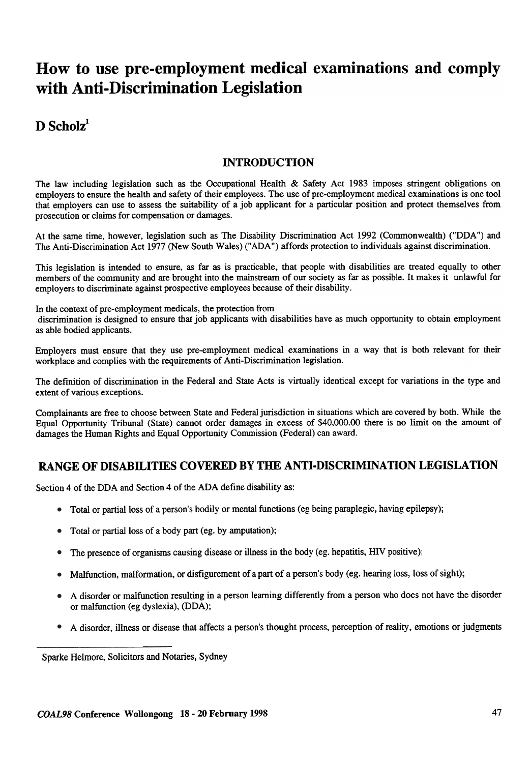# How to use pre-employment medical examinations and comply with Anti-Discrimination Legislation

## D Scholz[1]

### INTRODUCTION

The law including legislation such as the Occupational Health & Safety Act 1983 imposes stringent obligations on employers to ensure the health and safety of their employees. The use of pre-employment medical examinations is one tool that employers can use to assess the suitability of a job applicant for a particular position and protect themselves from prosecution or claims for compensation or damages.

At the same time, however, legislation such as The Disability Discrimination Act 1992 (Commonwealth) ("DDA") and The Anti-Discrimination Act 1977 (New South Wales) ("ADA") affords protection to individuals against discrimination.

This legislation is intended to ensure, as far as is practicable, that people with disabilities are treated equally to other members of the community and are brought into the mainstream of our society as far as possible. It makes it unlawful for employers to discriminate against prospective employees because of their disability.

In the context of pre-employment medicals, the protection from discrimination is designed to ensure that job applicants with disabilities have as much opportunity to obtain employment as able bodied applicants.

Employers must ensure that they use pre-employment medical examinations in a way that is both relevant for their workplace and complies with the requirements of Anti-Discrimination legislation.

The definition of discrimination in the Federal and State Acts is virtually identical except for variations in the type and extent of various exceptions.

Complainants are free to choose between State and Federal jurisdiction in situations which are covered by both. While the Equal Opportunity Tribunal (State) cannot order damages in excess of $40,000.00 there is no limit on the amount of damages the Human Rights and Equal Opportunity Commission (Federal) can award.

### RANGE OF DISABILITIES COVERED BY THE ANTI-DISCRIMINATION LEGISLATION

Section 4 of the DDA and Section 4 of the ADA define disability as:

- Total or partial loss of a person's bodily or mental functions (eg being paraplegic, having epilepsy);
- Total or partial loss of a body part (eg. by amputation);
- The presence of organisms causing disease or illness in the body (eg. hepatitis, HIV positive);
- Malfunction, malformation, or disfigurement of a part of a person's body (eg. hearing loss, loss of sight);
- A disorder or malfunction resulting in a person learning differently from a person who does not have the disorder or malfunction (eg dyslexia), (DDA);
- A disorder, illness or disease that affects a person's thought process, perception of reality, emotions or judgments

[1] Sparke Helmore, Solicitors and Notaries, Sydney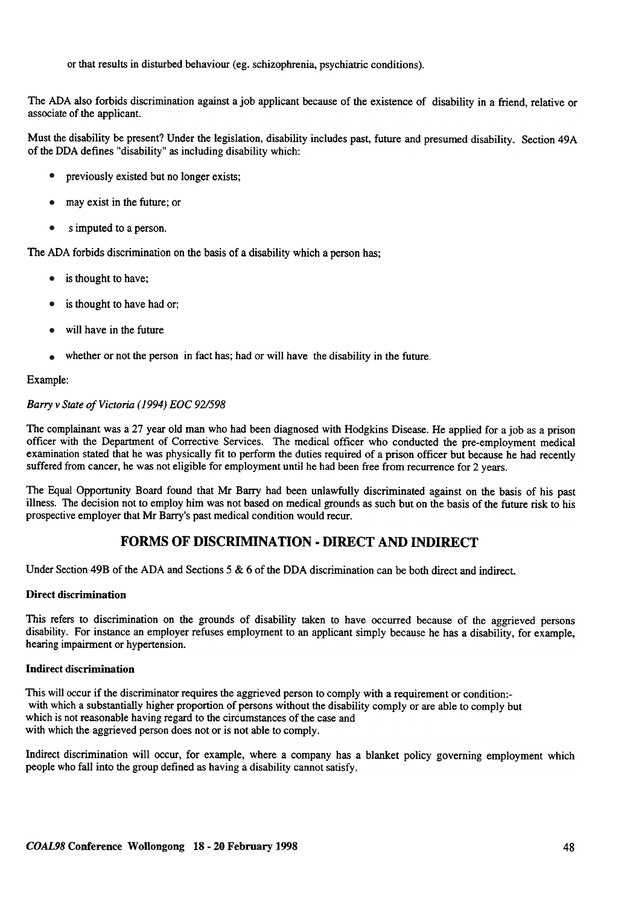or that results in disturbed behaviour (eg. schizophrenia, psychiatric conditions).

The ADA also forbids discrimination against a job applicant because of the existence of disability in a friend, relative or associate of the applicant.

Must the disability be present? Under the legislation, disability includes past, future and presumed disability. Section 49A of the DDA defines "disability" as including disability which:

- previously existed but no longer exists;
- may exist in the future; or
- s imputed to a person.

The ADA forbids discrimination on the basis of a disability which a person has;

- is thought to have;
- is thought to have had or;
- will have in the future
- whether or not the person in fact has; had or will have the disability in the future.

Example:

*Barry v State of Victoria (1994) EOC 92/598*

The complainant was a 27 year old man who had been diagnosed with Hodgkins Disease. He applied for a job as a prison officer with the Department of Corrective Services. The medical officer who conducted the pre-employment medical examination stated that he was physically fit to perform the duties required of a prison officer but because he had recently suffered from cancer, he was not eligible for employment until he had been free from recurrence for 2 years.

The Equal Opportunity Board found that Mr Barry had been unlawfully discriminated against on the basis of his past illness. The decision not to employ him was not based on medical grounds as such but on the basis of the future risk to his prospective employer that Mr Barry's past medical condition would recur.

## FORMS OF DISCRIMINATION - DIRECT AND INDIRECT

Under Section 49B of the ADA and Sections 5 & 6 of the DDA discrimination can be both direct and indirect.

**Direct discrimination**

This refers to discrimination on the grounds of disability taken to have occurred because of the aggrieved persons disability. For instance an employer refuses employment to an applicant simply because he has a disability, for example, hearing impairment or hypertension.

**Indirect discrimination**

This will occur if the discriminator requires the aggrieved person to comply with a requirement or condition:-
with which a substantially higher proportion of persons without the disability comply or are able to comply but
which is not reasonable having regard to the circumstances of the case and
with which the aggrieved person does not or is not able to comply.

Indirect discrimination will occur, for example, where a company has a blanket policy governing employment which people who fall into the group defined as having a disability cannot satisfy.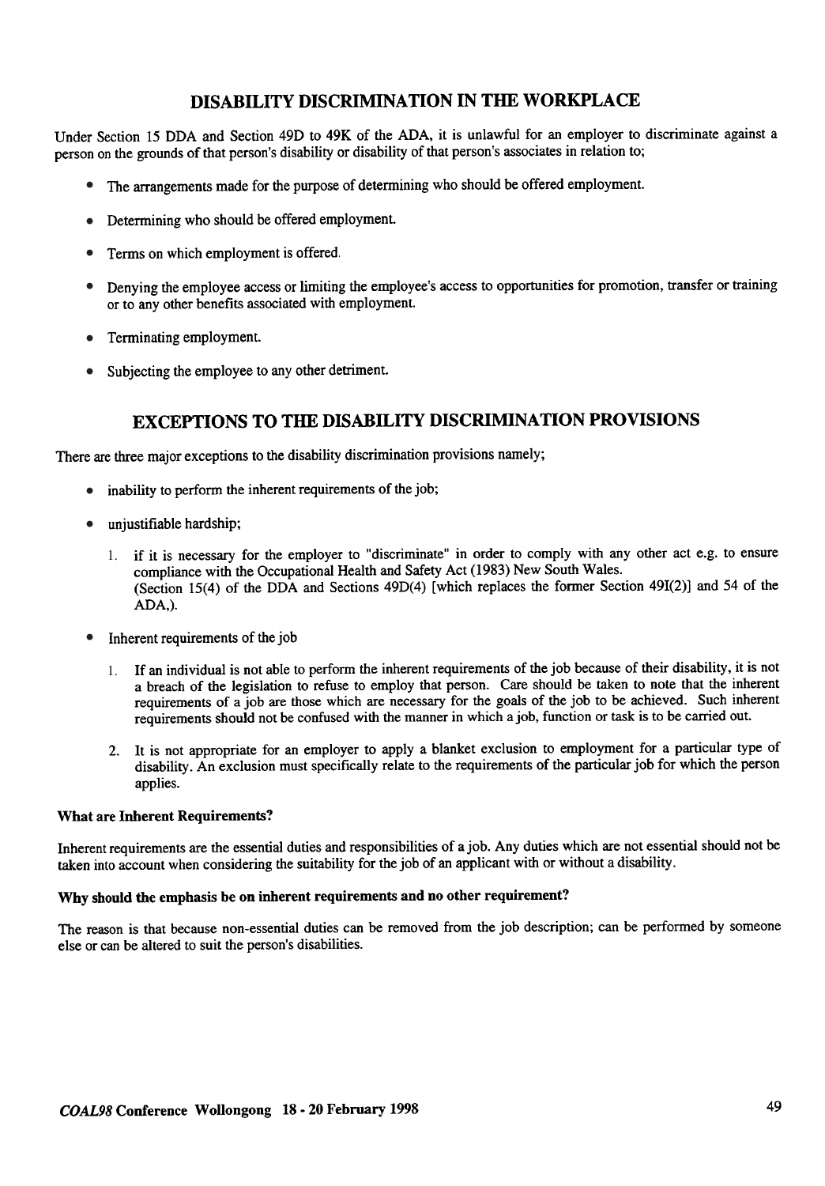## DISABILITY DISCRIMINATION IN THE WORKPLACE

Under Section 15 DDA and Section 49D to 49K of the ADA, it is unlawful for an employer to discriminate against a person on the grounds of that person's disability or disability of that person's associates in relation to;

- The arrangements made for the purpose of determining who should be offered employment.
- Determining who should be offered employment.
- Terms on which employment is offered.
- Denying the employee access or limiting the employee's access to opportunities for promotion, transfer or training or to any other benefits associated with employment.
- Terminating employment.
- Subjecting the employee to any other detriment.

## EXCEPTIONS TO THE DISABILITY DISCRIMINATION PROVISIONS

There are three major exceptions to the disability discrimination provisions namely;

- inability to perform the inherent requirements of the job;
- unjustifiable hardship;
  1. if it is necessary for the employer to "discriminate" in order to comply with any other act e.g. to ensure compliance with the Occupational Health and Safety Act (1983) New South Wales. (Section 15(4) of the DDA and Sections 49D(4) [which replaces the former Section 49I(2)] and 54 of the ADA,).
- Inherent requirements of the job
  1. If an individual is not able to perform the inherent requirements of the job because of their disability, it is not a breach of the legislation to refuse to employ that person. Care should be taken to note that the inherent requirements of a job are those which are necessary for the goals of the job to be achieved. Such inherent requirements should not be confused with the manner in which a job, function or task is to be carried out.
  2. It is not appropriate for an employer to apply a blanket exclusion to employment for a particular type of disability. An exclusion must specifically relate to the requirements of the particular job for which the person applies.

**What are Inherent Requirements?**

Inherent requirements are the essential duties and responsibilities of a job. Any duties which are not essential should not be taken into account when considering the suitability for the job of an applicant with or without a disability.

**Why should the emphasis be on inherent requirements and no other requirement?**

The reason is that because non-essential duties can be removed from the job description; can be performed by someone else or can be altered to suit the person's disabilities.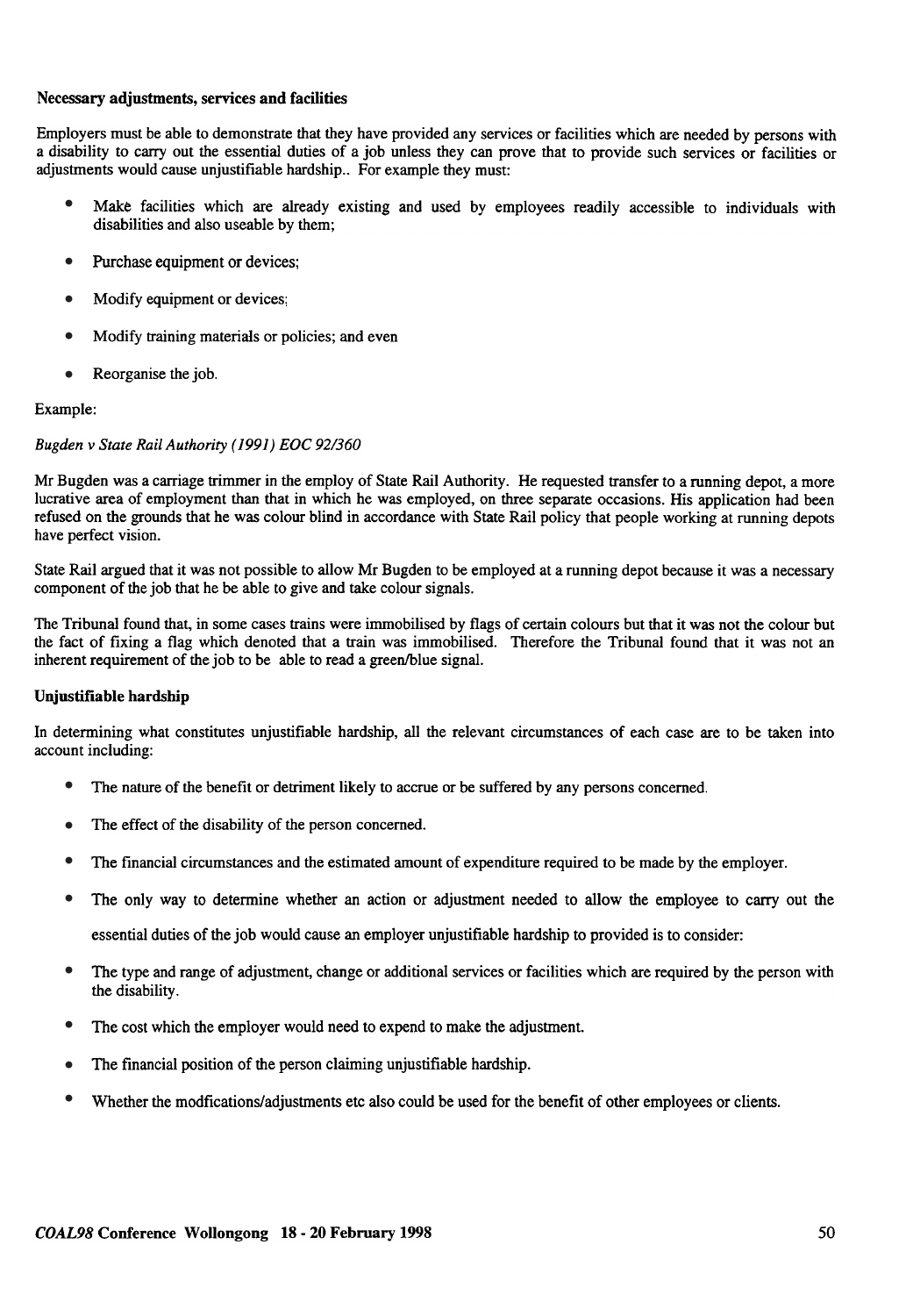**Necessary adjustments, services and facilities**

Employers must be able to demonstrate that they have provided any services or facilities which are needed by persons with a disability to carry out the essential duties of a job unless they can prove that to provide such services or facilities or adjustments would cause unjustifiable hardship.. For example they must:

- Make facilities which are already existing and used by employees readily accessible to individuals with disabilities and also useable by them;
- Purchase equipment or devices;
- Modify equipment or devices;
- Modify training materials or policies; and even
- Reorganise the job.

Example:

*Bugden v State Rail Authority (1991) EOC 92/360*

Mr Bugden was a carriage trimmer in the employ of State Rail Authority. He requested transfer to a running depot, a more lucrative area of employment than that in which he was employed, on three separate occasions. His application had been refused on the grounds that he was colour blind in accordance with State Rail policy that people working at running depots have perfect vision.

State Rail argued that it was not possible to allow Mr Bugden to be employed at a running depot because it was a necessary component of the job that he be able to give and take colour signals.

The Tribunal found that, in some cases trains were immobilised by flags of certain colours but that it was not the colour but the fact of fixing a flag which denoted that a train was immobilised. Therefore the Tribunal found that it was not an inherent requirement of the job to be able to read a green/blue signal.

**Unjustifiable hardship**

In determining what constitutes unjustifiable hardship, all the relevant circumstances of each case are to be taken into account including:

- The nature of the benefit or detriment likely to accrue or be suffered by any persons concerned.
- The effect of the disability of the person concerned.
- The financial circumstances and the estimated amount of expenditure required to be made by the employer.
- The only way to determine whether an action or adjustment needed to allow the employee to carry out the essential duties of the job would cause an employer unjustifiable hardship to provided is to consider:
- The type and range of adjustment, change or additional services or facilities which are required by the person with the disability.
- The cost which the employer would need to expend to make the adjustment.
- The financial position of the person claiming unjustifiable hardship.
- Whether the modfications/adjustments etc also could be used for the benefit of other employees or clients.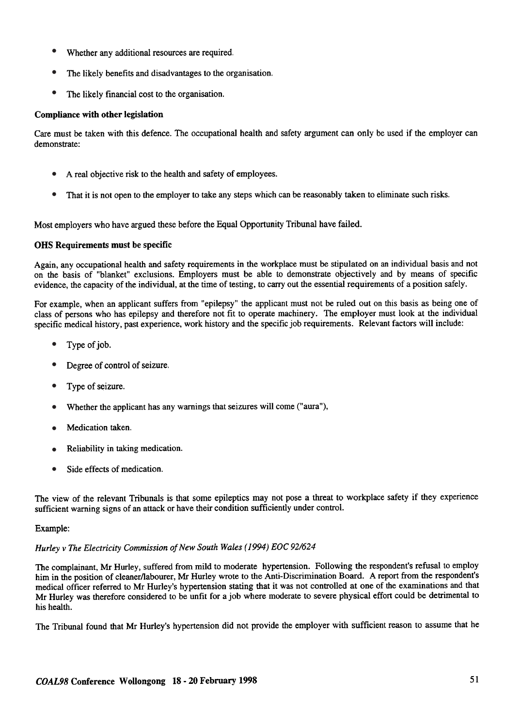- Whether any additional resources are required.
- The likely benefits and disadvantages to the organisation.
- The likely financial cost to the organisation.

**Compliance with other legislation**

Care must be taken with this defence. The occupational health and safety argument can only be used if the employer can demonstrate:

- A real objective risk to the health and safety of employees.
- That it is not open to the employer to take any steps which can be reasonably taken to eliminate such risks.

Most employers who have argued these before the Equal Opportunity Tribunal have failed.

**OHS Requirements must be specific**

Again, any occupational health and safety requirements in the workplace must be stipulated on an individual basis and not on the basis of "blanket" exclusions. Employers must be able to demonstrate objectively and by means of specific evidence, the capacity of the individual, at the time of testing, to carry out the essential requirements of a position safely.

For example, when an applicant suffers from "epilepsy" the applicant must not be ruled out on this basis as being one of class of persons who has epilepsy and therefore not fit to operate machinery. The employer must look at the individual specific medical history, past experience, work history and the specific job requirements. Relevant factors will include:

- Type of job.
- Degree of control of seizure.
- Type of seizure.
- Whether the applicant has any warnings that seizures will come ("aura"),
- Medication taken.
- Reliability in taking medication.
- Side effects of medication.

The view of the relevant Tribunals is that some epileptics may not pose a threat to workplace safety if they experience sufficient warning signs of an attack or have their condition sufficiently under control.

Example:

*Hurley v The Electricity Commission of New South Wales (1994) EOC 92/624*

The complainant, Mr Hurley, suffered from mild to moderate hypertension. Following the respondent's refusal to employ him in the position of cleaner/labourer, Mr Hurley wrote to the Anti-Discrimination Board. A report from the respondent's medical officer referred to Mr Hurley's hypertension stating that it was not controlled at one of the examinations and that Mr Hurley was therefore considered to be unfit for a job where moderate to severe physical effort could be detrimental to his health.

The Tribunal found that Mr Hurley's hypertension did not provide the employer with sufficient reason to assume that he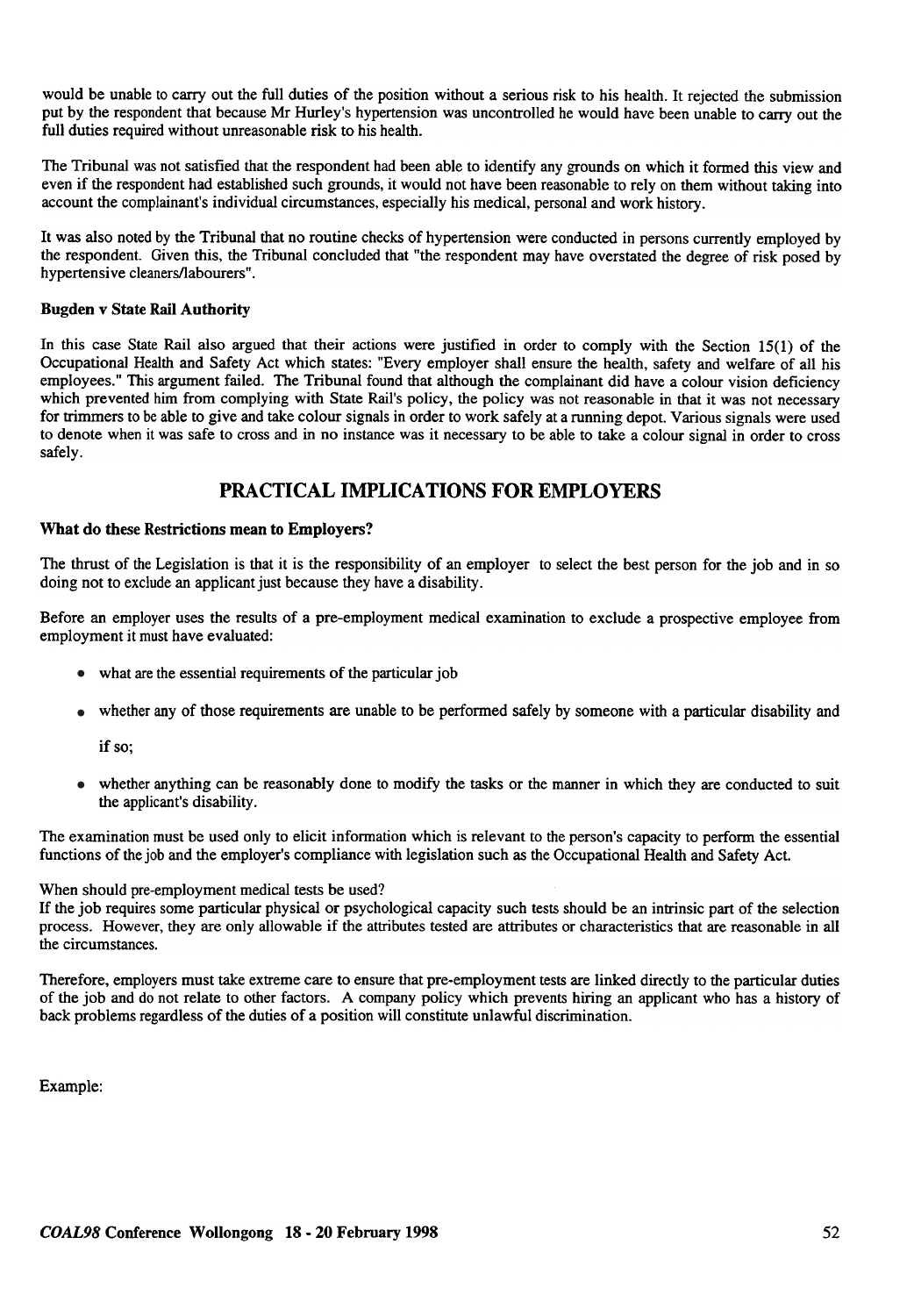would be unable to carry out the full duties of the position without a serious risk to his health. It rejected the submission put by the respondent that because Mr Hurley's hypertension was uncontrolled he would have been unable to carry out the full duties required without unreasonable risk to his health.

The Tribunal was not satisfied that the respondent had been able to identify any grounds on which it formed this view and even if the respondent had established such grounds, it would not have been reasonable to rely on them without taking into account the complainant's individual circumstances, especially his medical, personal and work history.

It was also noted by the Tribunal that no routine checks of hypertension were conducted in persons currently employed by the respondent. Given this, the Tribunal concluded that "the respondent may have overstated the degree of risk posed by hypertensive cleaners/labourers".

**Bugden v State Rail Authority**

In this case State Rail also argued that their actions were justified in order to comply with the Section 15(1) of the Occupational Health and Safety Act which states: "Every employer shall ensure the health, safety and welfare of all his employees." This argument failed. The Tribunal found that although the complainant did have a colour vision deficiency which prevented him from complying with State Rail's policy, the policy was not reasonable in that it was not necessary for trimmers to be able to give and take colour signals in order to work safely at a running depot. Various signals were used to denote when it was safe to cross and in no instance was it necessary to be able to take a colour signal in order to cross safely.

## PRACTICAL IMPLICATIONS FOR EMPLOYERS

### What do these Restrictions mean to Employers?

The thrust of the Legislation is that it is the responsibility of an employer to select the best person for the job and in so doing not to exclude an applicant just because they have a disability.

Before an employer uses the results of a pre-employment medical examination to exclude a prospective employee from employment it must have evaluated:

- what are the essential requirements of the particular job
- whether any of those requirements are unable to be performed safely by someone with a particular disability and

  if so;
- whether anything can be reasonably done to modify the tasks or the manner in which they are conducted to suit the applicant's disability.

The examination must be used only to elicit information which is relevant to the person's capacity to perform the essential functions of the job and the employer's compliance with legislation such as the Occupational Health and Safety Act.

When should pre-employment medical tests be used?
If the job requires some particular physical or psychological capacity such tests should be an intrinsic part of the selection process. However, they are only allowable if the attributes tested are attributes or characteristics that are reasonable in all the circumstances.

Therefore, employers must take extreme care to ensure that pre-employment tests are linked directly to the particular duties of the job and do not relate to other factors. A company policy which prevents hiring an applicant who has a history of back problems regardless of the duties of a position will constitute unlawful discrimination.

Example: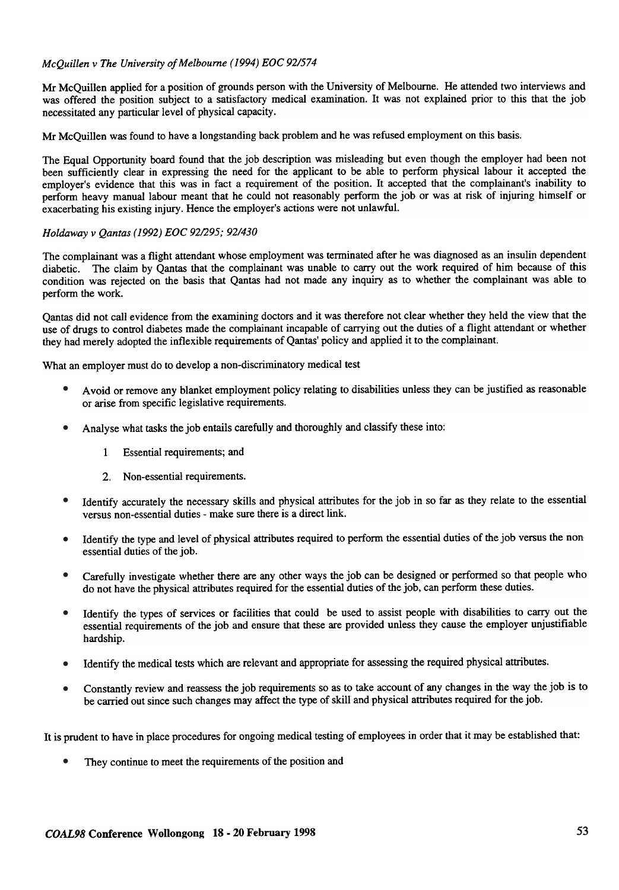*McQuillen v The University of Melbourne (1994) EOC 92/574*

Mr McQuillen applied for a position of grounds person with the University of Melbourne. He attended two interviews and was offered the position subject to a satisfactory medical examination. It was not explained prior to this that the job necessitated any particular level of physical capacity.

Mr McQuillen was found to have a longstanding back problem and he was refused employment on this basis.

The Equal Opportunity board found that the job description was misleading but even though the employer had been not been sufficiently clear in expressing the need for the applicant to be able to perform physical labour it accepted the employer's evidence that this was in fact a requirement of the position. It accepted that the complainant's inability to perform heavy manual labour meant that he could not reasonably perform the job or was at risk of injuring himself or exacerbating his existing injury. Hence the employer's actions were not unlawful.

*Holdaway v Qantas (1992) EOC 92/295; 92/430*

The complainant was a flight attendant whose employment was terminated after he was diagnosed as an insulin dependent diabetic. The claim by Qantas that the complainant was unable to carry out the work required of him because of this condition was rejected on the basis that Qantas had not made any inquiry as to whether the complainant was able to perform the work.

Qantas did not call evidence from the examining doctors and it was therefore not clear whether they held the view that the use of drugs to control diabetes made the complainant incapable of carrying out the duties of a flight attendant or whether they had merely adopted the inflexible requirements of Qantas' policy and applied it to the complainant.

What an employer must do to develop a non-discriminatory medical test

- Avoid or remove any blanket employment policy relating to disabilities unless they can be justified as reasonable or arise from specific legislative requirements.
- Analyse what tasks the job entails carefully and thoroughly and classify these into:
  1. Essential requirements; and
  2. Non-essential requirements.
- Identify accurately the necessary skills and physical attributes for the job in so far as they relate to the essential versus non-essential duties - make sure there is a direct link.
- Identify the type and level of physical attributes required to perform the essential duties of the job versus the non essential duties of the job.
- Carefully investigate whether there are any other ways the job can be designed or performed so that people who do not have the physical attributes required for the essential duties of the job, can perform these duties.
- Identify the types of services or facilities that could be used to assist people with disabilities to carry out the essential requirements of the job and ensure that these are provided unless they cause the employer unjustifiable hardship.
- Identify the medical tests which are relevant and appropriate for assessing the required physical attributes.
- Constantly review and reassess the job requirements so as to take account of any changes in the way the job is to be carried out since such changes may affect the type of skill and physical attributes required for the job.

It is prudent to have in place procedures for ongoing medical testing of employees in order that it may be established that:

- They continue to meet the requirements of the position and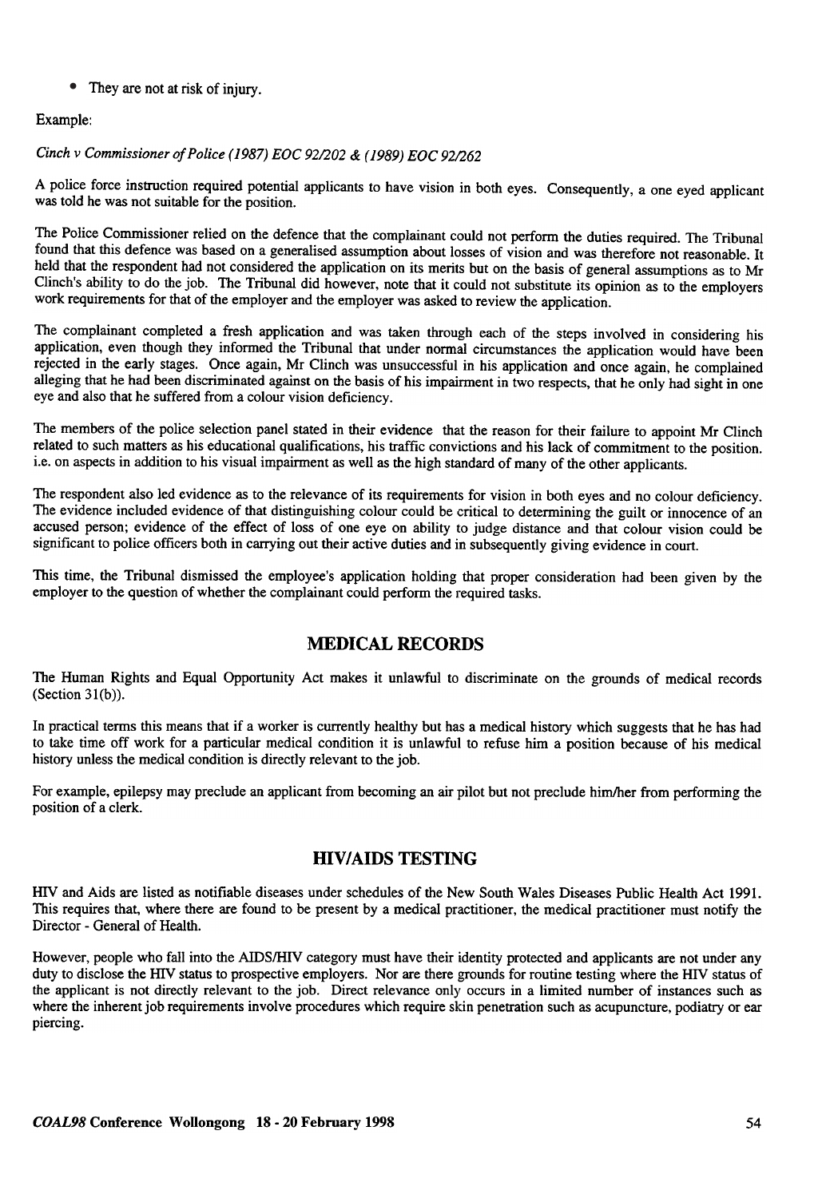- They are not at risk of injury.

Example:

*Cinch v Commissioner of Police (1987) EOC 92/202 & (1989) EOC 92/262*

A police force instruction required potential applicants to have vision in both eyes. Consequently, a one eyed applicant was told he was not suitable for the position.

The Police Commissioner relied on the defence that the complainant could not perform the duties required. The Tribunal found that this defence was based on a generalised assumption about losses of vision and was therefore not reasonable. It held that the respondent had not considered the application on its merits but on the basis of general assumptions as to Mr Clinch's ability to do the job. The Tribunal did however, note that it could not substitute its opinion as to the employers work requirements for that of the employer and the employer was asked to review the application.

The complainant completed a fresh application and was taken through each of the steps involved in considering his application, even though they informed the Tribunal that under normal circumstances the application would have been rejected in the early stages. Once again, Mr Clinch was unsuccessful in his application and once again, he complained alleging that he had been discriminated against on the basis of his impairment in two respects, that he only had sight in one eye and also that he suffered from a colour vision deficiency.

The members of the police selection panel stated in their evidence that the reason for their failure to appoint Mr Clinch related to such matters as his educational qualifications, his traffic convictions and his lack of commitment to the position. i.e. on aspects in addition to his visual impairment as well as the high standard of many of the other applicants.

The respondent also led evidence as to the relevance of its requirements for vision in both eyes and no colour deficiency. The evidence included evidence of that distinguishing colour could be critical to determining the guilt or innocence of an accused person; evidence of the effect of loss of one eye on ability to judge distance and that colour vision could be significant to police officers both in carrying out their active duties and in subsequently giving evidence in court.

This time, the Tribunal dismissed the employee's application holding that proper consideration had been given by the employer to the question of whether the complainant could perform the required tasks.

## MEDICAL RECORDS

The Human Rights and Equal Opportunity Act makes it unlawful to discriminate on the grounds of medical records (Section 31(b)).

In practical terms this means that if a worker is currently healthy but has a medical history which suggests that he has had to take time off work for a particular medical condition it is unlawful to refuse him a position because of his medical history unless the medical condition is directly relevant to the job.

For example, epilepsy may preclude an applicant from becoming an air pilot but not preclude him/her from performing the position of a clerk.

## HIV/AIDS TESTING

HIV and Aids are listed as notifiable diseases under schedules of the New South Wales Diseases Public Health Act 1991. This requires that, where there are found to be present by a medical practitioner, the medical practitioner must notify the Director - General of Health.

However, people who fall into the AIDS/HIV category must have their identity protected and applicants are not under any duty to disclose the HIV status to prospective employers. Nor are there grounds for routine testing where the HIV status of the applicant is not directly relevant to the job. Direct relevance only occurs in a limited number of instances such as where the inherent job requirements involve procedures which require skin penetration such as acupuncture, podiatry or ear piercing.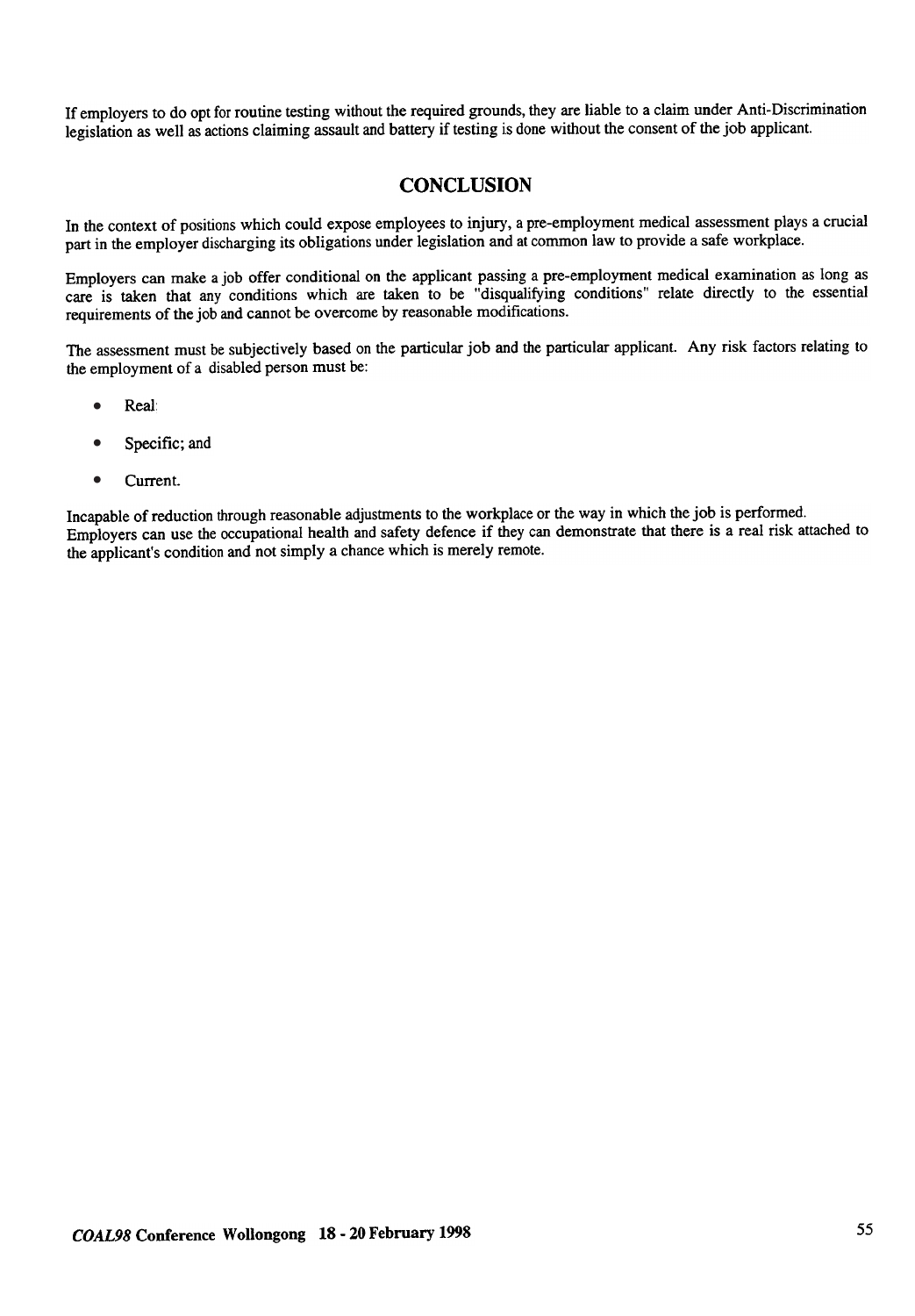If employers to do opt for routine testing without the required grounds, they are liable to a claim under Anti-Discrimination legislation as well as actions claiming assault and battery if testing is done without the consent of the job applicant.

## CONCLUSION

In the context of positions which could expose employees to injury, a pre-employment medical assessment plays a crucial part in the employer discharging its obligations under legislation and at common law to provide a safe workplace.

Employers can make a job offer conditional on the applicant passing a pre-employment medical examination as long as care is taken that any conditions which are taken to be "disqualifying conditions" relate directly to the essential requirements of the job and cannot be overcome by reasonable modifications.

The assessment must be subjectively based on the particular job and the particular applicant. Any risk factors relating to the employment of a disabled person must be:

- Real:
- Specific; and
- Current.

Incapable of reduction through reasonable adjustments to the workplace or the way in which the job is performed.
Employers can use the occupational health and safety defence if they can demonstrate that there is a real risk attached to the applicant's condition and not simply a chance which is merely remote.